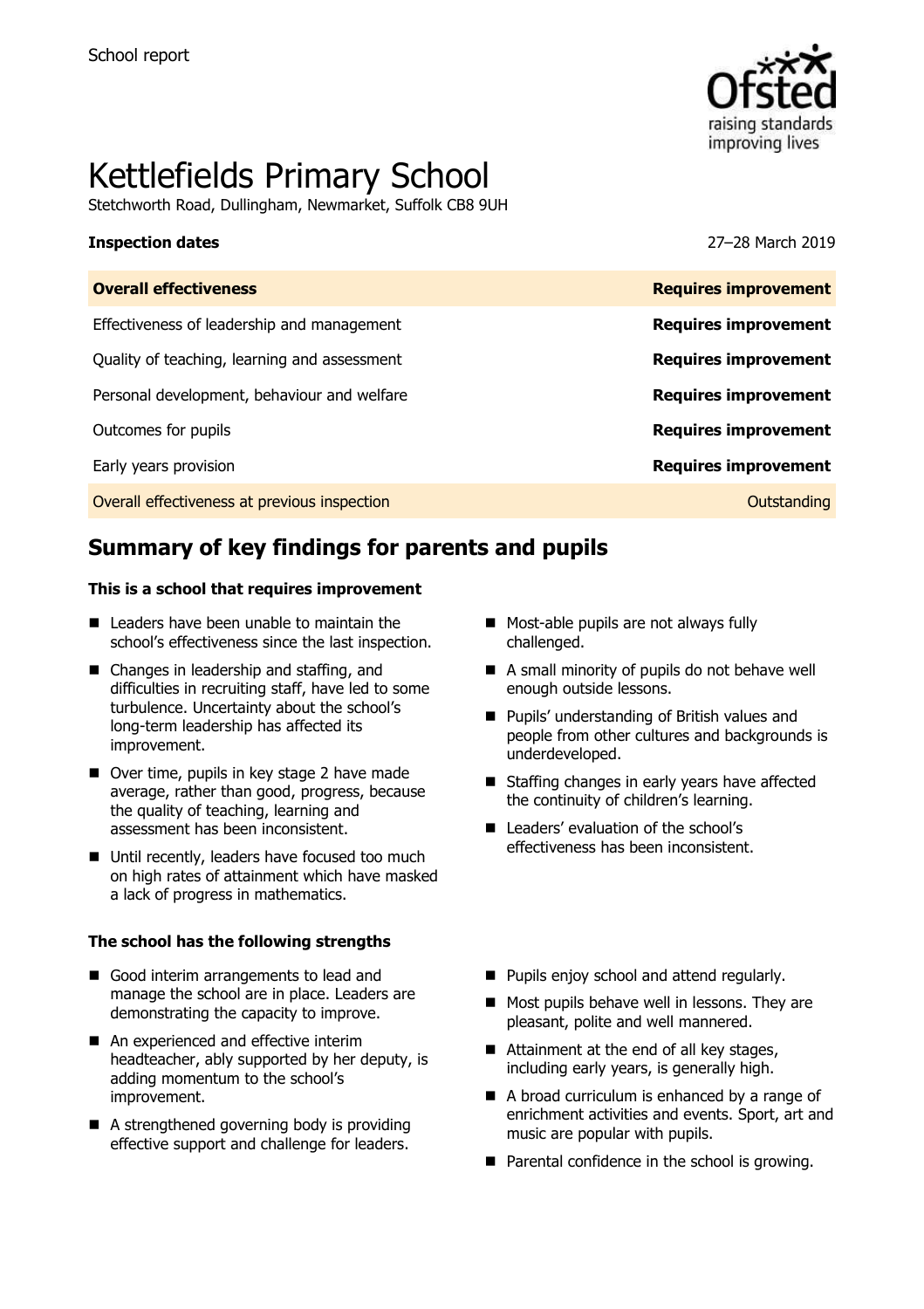School report

# Kettlefields Primary School

Stetchworth Road, Dullingham, Newmarket, Suffolk CB8 9UH

**Inspection dates** 27–28 March 2019

| | |
|---|---|
| **Overall effectiveness** | **Requires improvement** |
| Effectiveness of leadership and management | **Requires improvement** |
| Quality of teaching, learning and assessment | **Requires improvement** |
| Personal development, behaviour and welfare | **Requires improvement** |
| Outcomes for pupils | **Requires improvement** |
| Early years provision | **Requires improvement** |
| Overall effectiveness at previous inspection | Outstanding |

## Summary of key findings for parents and pupils

**This is a school that requires improvement**

- Leaders have been unable to maintain the school's effectiveness since the last inspection.
- Changes in leadership and staffing, and difficulties in recruiting staff, have led to some turbulence. Uncertainty about the school's long-term leadership has affected its improvement.
- Over time, pupils in key stage 2 have made average, rather than good, progress, because the quality of teaching, learning and assessment has been inconsistent.
- Until recently, leaders have focused too much on high rates of attainment which have masked a lack of progress in mathematics.
- Most-able pupils are not always fully challenged.
- A small minority of pupils do not behave well enough outside lessons.
- Pupils' understanding of British values and people from other cultures and backgrounds is underdeveloped.
- Staffing changes in early years have affected the continuity of children's learning.
- Leaders' evaluation of the school's effectiveness has been inconsistent.

**The school has the following strengths**

- Good interim arrangements to lead and manage the school are in place. Leaders are demonstrating the capacity to improve.
- An experienced and effective interim headteacher, ably supported by her deputy, is adding momentum to the school's improvement.
- A strengthened governing body is providing effective support and challenge for leaders.
- Pupils enjoy school and attend regularly.
- Most pupils behave well in lessons. They are pleasant, polite and well mannered.
- Attainment at the end of all key stages, including early years, is generally high.
- A broad curriculum is enhanced by a range of enrichment activities and events. Sport, art and music are popular with pupils.
- Parental confidence in the school is growing.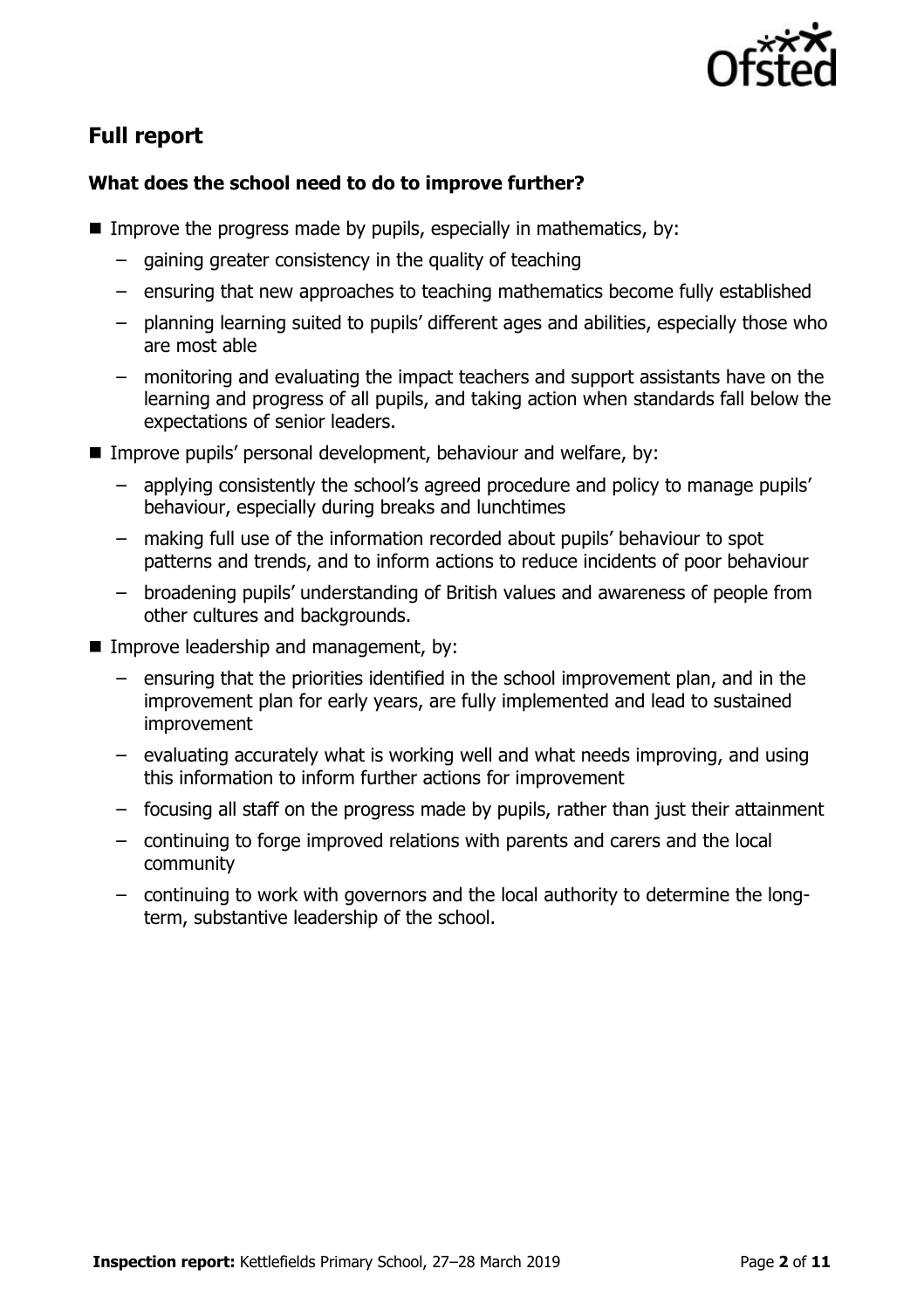## Full report

### What does the school need to do to improve further?

- Improve the progress made by pupils, especially in mathematics, by:
  - gaining greater consistency in the quality of teaching
  - ensuring that new approaches to teaching mathematics become fully established
  - planning learning suited to pupils' different ages and abilities, especially those who are most able
  - monitoring and evaluating the impact teachers and support assistants have on the learning and progress of all pupils, and taking action when standards fall below the expectations of senior leaders.
- Improve pupils' personal development, behaviour and welfare, by:
  - applying consistently the school's agreed procedure and policy to manage pupils' behaviour, especially during breaks and lunchtimes
  - making full use of the information recorded about pupils' behaviour to spot patterns and trends, and to inform actions to reduce incidents of poor behaviour
  - broadening pupils' understanding of British values and awareness of people from other cultures and backgrounds.
- Improve leadership and management, by:
  - ensuring that the priorities identified in the school improvement plan, and in the improvement plan for early years, are fully implemented and lead to sustained improvement
  - evaluating accurately what is working well and what needs improving, and using this information to inform further actions for improvement
  - focusing all staff on the progress made by pupils, rather than just their attainment
  - continuing to forge improved relations with parents and carers and the local community
  - continuing to work with governors and the local authority to determine the long-term, substantive leadership of the school.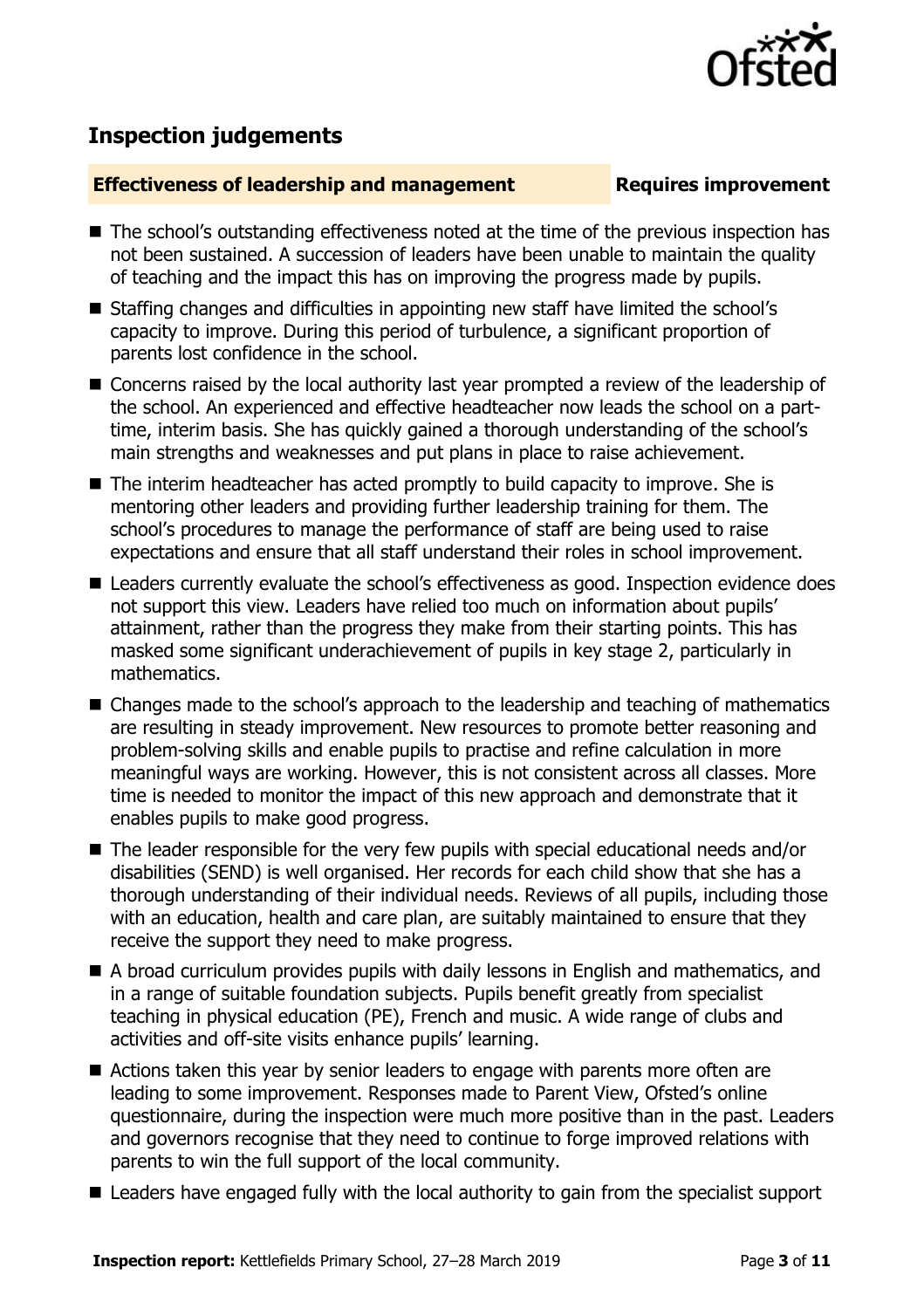## Inspection judgements

**Effectiveness of leadership and management** **Requires improvement**

- The school's outstanding effectiveness noted at the time of the previous inspection has not been sustained. A succession of leaders have been unable to maintain the quality of teaching and the impact this has on improving the progress made by pupils.
- Staffing changes and difficulties in appointing new staff have limited the school's capacity to improve. During this period of turbulence, a significant proportion of parents lost confidence in the school.
- Concerns raised by the local authority last year prompted a review of the leadership of the school. An experienced and effective headteacher now leads the school on a part-time, interim basis. She has quickly gained a thorough understanding of the school's main strengths and weaknesses and put plans in place to raise achievement.
- The interim headteacher has acted promptly to build capacity to improve. She is mentoring other leaders and providing further leadership training for them. The school's procedures to manage the performance of staff are being used to raise expectations and ensure that all staff understand their roles in school improvement.
- Leaders currently evaluate the school's effectiveness as good. Inspection evidence does not support this view. Leaders have relied too much on information about pupils' attainment, rather than the progress they make from their starting points. This has masked some significant underachievement of pupils in key stage 2, particularly in mathematics.
- Changes made to the school's approach to the leadership and teaching of mathematics are resulting in steady improvement. New resources to promote better reasoning and problem-solving skills and enable pupils to practise and refine calculation in more meaningful ways are working. However, this is not consistent across all classes. More time is needed to monitor the impact of this new approach and demonstrate that it enables pupils to make good progress.
- The leader responsible for the very few pupils with special educational needs and/or disabilities (SEND) is well organised. Her records for each child show that she has a thorough understanding of their individual needs. Reviews of all pupils, including those with an education, health and care plan, are suitably maintained to ensure that they receive the support they need to make progress.
- A broad curriculum provides pupils with daily lessons in English and mathematics, and in a range of suitable foundation subjects. Pupils benefit greatly from specialist teaching in physical education (PE), French and music. A wide range of clubs and activities and off-site visits enhance pupils' learning.
- Actions taken this year by senior leaders to engage with parents more often are leading to some improvement. Responses made to Parent View, Ofsted's online questionnaire, during the inspection were much more positive than in the past. Leaders and governors recognise that they need to continue to forge improved relations with parents to win the full support of the local community.
- Leaders have engaged fully with the local authority to gain from the specialist support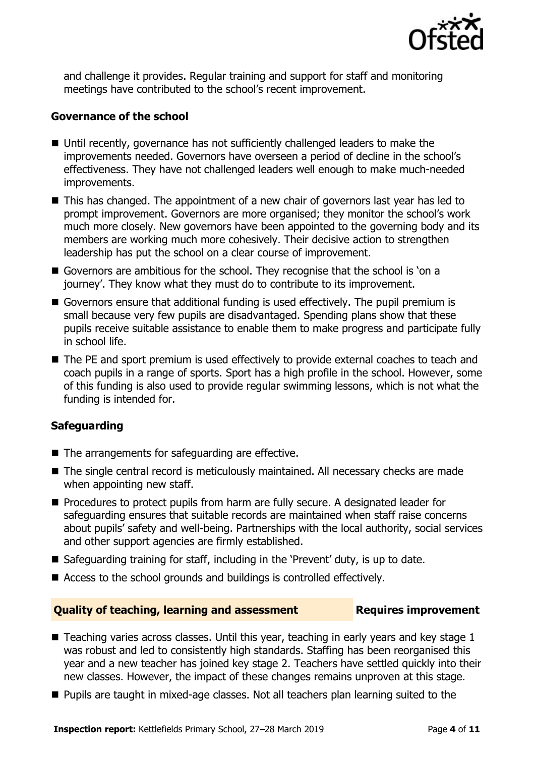and challenge it provides. Regular training and support for staff and monitoring meetings have contributed to the school's recent improvement.

### Governance of the school

- Until recently, governance has not sufficiently challenged leaders to make the improvements needed. Governors have overseen a period of decline in the school's effectiveness. They have not challenged leaders well enough to make much-needed improvements.
- This has changed. The appointment of a new chair of governors last year has led to prompt improvement. Governors are more organised; they monitor the school's work much more closely. New governors have been appointed to the governing body and its members are working much more cohesively. Their decisive action to strengthen leadership has put the school on a clear course of improvement.
- Governors are ambitious for the school. They recognise that the school is 'on a journey'. They know what they must do to contribute to its improvement.
- Governors ensure that additional funding is used effectively. The pupil premium is small because very few pupils are disadvantaged. Spending plans show that these pupils receive suitable assistance to enable them to make progress and participate fully in school life.
- The PE and sport premium is used effectively to provide external coaches to teach and coach pupils in a range of sports. Sport has a high profile in the school. However, some of this funding is also used to provide regular swimming lessons, which is not what the funding is intended for.

### Safeguarding

- The arrangements for safeguarding are effective.
- The single central record is meticulously maintained. All necessary checks are made when appointing new staff.
- Procedures to protect pupils from harm are fully secure. A designated leader for safeguarding ensures that suitable records are maintained when staff raise concerns about pupils' safety and well-being. Partnerships with the local authority, social services and other support agencies are firmly established.
- Safeguarding training for staff, including in the 'Prevent' duty, is up to date.
- Access to the school grounds and buildings is controlled effectively.

## Quality of teaching, learning and assessment — Requires improvement

- Teaching varies across classes. Until this year, teaching in early years and key stage 1 was robust and led to consistently high standards. Staffing has been reorganised this year and a new teacher has joined key stage 2. Teachers have settled quickly into their new classes. However, the impact of these changes remains unproven at this stage.
- Pupils are taught in mixed-age classes. Not all teachers plan learning suited to the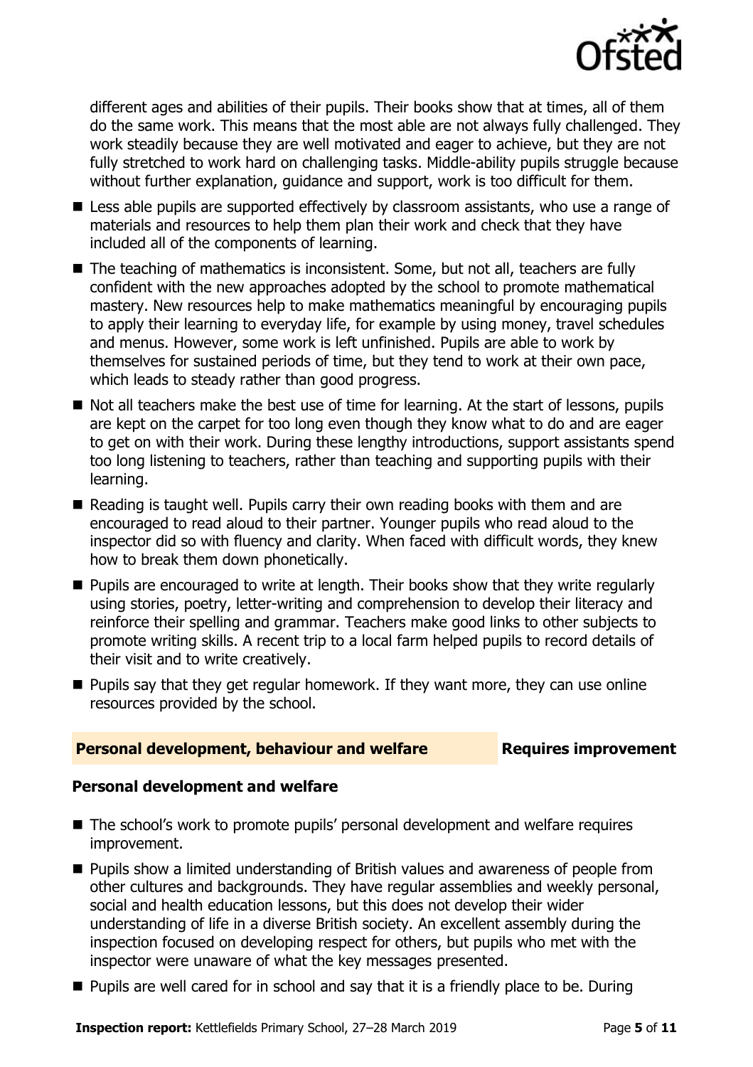different ages and abilities of their pupils. Their books show that at times, all of them do the same work. This means that the most able are not always fully challenged. They work steadily because they are well motivated and eager to achieve, but they are not fully stretched to work hard on challenging tasks. Middle-ability pupils struggle because without further explanation, guidance and support, work is too difficult for them.

- Less able pupils are supported effectively by classroom assistants, who use a range of materials and resources to help them plan their work and check that they have included all of the components of learning.
- The teaching of mathematics is inconsistent. Some, but not all, teachers are fully confident with the new approaches adopted by the school to promote mathematical mastery. New resources help to make mathematics meaningful by encouraging pupils to apply their learning to everyday life, for example by using money, travel schedules and menus. However, some work is left unfinished. Pupils are able to work by themselves for sustained periods of time, but they tend to work at their own pace, which leads to steady rather than good progress.
- Not all teachers make the best use of time for learning. At the start of lessons, pupils are kept on the carpet for too long even though they know what to do and are eager to get on with their work. During these lengthy introductions, support assistants spend too long listening to teachers, rather than teaching and supporting pupils with their learning.
- Reading is taught well. Pupils carry their own reading books with them and are encouraged to read aloud to their partner. Younger pupils who read aloud to the inspector did so with fluency and clarity. When faced with difficult words, they knew how to break them down phonetically.
- Pupils are encouraged to write at length. Their books show that they write regularly using stories, poetry, letter-writing and comprehension to develop their literacy and reinforce their spelling and grammar. Teachers make good links to other subjects to promote writing skills. A recent trip to a local farm helped pupils to record details of their visit and to write creatively.
- Pupils say that they get regular homework. If they want more, they can use online resources provided by the school.

## Personal development, behaviour and welfare — Requires improvement

### Personal development and welfare

- The school's work to promote pupils' personal development and welfare requires improvement.
- Pupils show a limited understanding of British values and awareness of people from other cultures and backgrounds. They have regular assemblies and weekly personal, social and health education lessons, but this does not develop their wider understanding of life in a diverse British society. An excellent assembly during the inspection focused on developing respect for others, but pupils who met with the inspector were unaware of what the key messages presented.
- Pupils are well cared for in school and say that it is a friendly place to be. During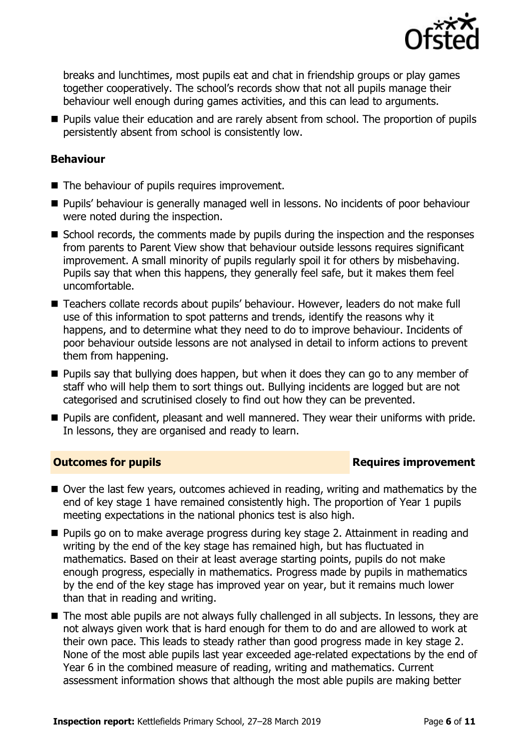breaks and lunchtimes, most pupils eat and chat in friendship groups or play games together cooperatively. The school's records show that not all pupils manage their behaviour well enough during games activities, and this can lead to arguments.

- Pupils value their education and are rarely absent from school. The proportion of pupils persistently absent from school is consistently low.

### Behaviour

- The behaviour of pupils requires improvement.
- Pupils' behaviour is generally managed well in lessons. No incidents of poor behaviour were noted during the inspection.
- School records, the comments made by pupils during the inspection and the responses from parents to Parent View show that behaviour outside lessons requires significant improvement. A small minority of pupils regularly spoil it for others by misbehaving. Pupils say that when this happens, they generally feel safe, but it makes them feel uncomfortable.
- Teachers collate records about pupils' behaviour. However, leaders do not make full use of this information to spot patterns and trends, identify the reasons why it happens, and to determine what they need to do to improve behaviour. Incidents of poor behaviour outside lessons are not analysed in detail to inform actions to prevent them from happening.
- Pupils say that bullying does happen, but when it does they can go to any member of staff who will help them to sort things out. Bullying incidents are logged but are not categorised and scrutinised closely to find out how they can be prevented.
- Pupils are confident, pleasant and well mannered. They wear their uniforms with pride. In lessons, they are organised and ready to learn.

## Outcomes for pupils — Requires improvement

- Over the last few years, outcomes achieved in reading, writing and mathematics by the end of key stage 1 have remained consistently high. The proportion of Year 1 pupils meeting expectations in the national phonics test is also high.
- Pupils go on to make average progress during key stage 2. Attainment in reading and writing by the end of the key stage has remained high, but has fluctuated in mathematics. Based on their at least average starting points, pupils do not make enough progress, especially in mathematics. Progress made by pupils in mathematics by the end of the key stage has improved year on year, but it remains much lower than that in reading and writing.
- The most able pupils are not always fully challenged in all subjects. In lessons, they are not always given work that is hard enough for them to do and are allowed to work at their own pace. This leads to steady rather than good progress made in key stage 2. None of the most able pupils last year exceeded age-related expectations by the end of Year 6 in the combined measure of reading, writing and mathematics. Current assessment information shows that although the most able pupils are making better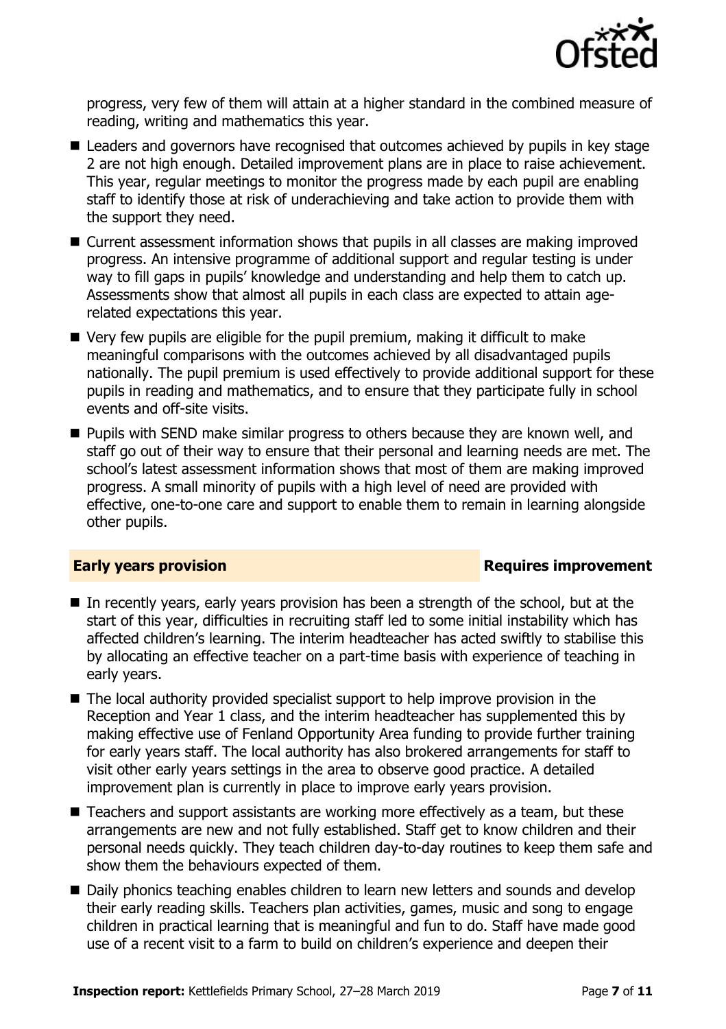progress, very few of them will attain at a higher standard in the combined measure of reading, writing and mathematics this year.

- Leaders and governors have recognised that outcomes achieved by pupils in key stage 2 are not high enough. Detailed improvement plans are in place to raise achievement. This year, regular meetings to monitor the progress made by each pupil are enabling staff to identify those at risk of underachieving and take action to provide them with the support they need.
- Current assessment information shows that pupils in all classes are making improved progress. An intensive programme of additional support and regular testing is under way to fill gaps in pupils' knowledge and understanding and help them to catch up. Assessments show that almost all pupils in each class are expected to attain age-related expectations this year.
- Very few pupils are eligible for the pupil premium, making it difficult to make meaningful comparisons with the outcomes achieved by all disadvantaged pupils nationally. The pupil premium is used effectively to provide additional support for these pupils in reading and mathematics, and to ensure that they participate fully in school events and off-site visits.
- Pupils with SEND make similar progress to others because they are known well, and staff go out of their way to ensure that their personal and learning needs are met. The school's latest assessment information shows that most of them are making improved progress. A small minority of pupils with a high level of need are provided with effective, one-to-one care and support to enable them to remain in learning alongside other pupils.

## Early years provision — Requires improvement

- In recently years, early years provision has been a strength of the school, but at the start of this year, difficulties in recruiting staff led to some initial instability which has affected children's learning. The interim headteacher has acted swiftly to stabilise this by allocating an effective teacher on a part-time basis with experience of teaching in early years.
- The local authority provided specialist support to help improve provision in the Reception and Year 1 class, and the interim headteacher has supplemented this by making effective use of Fenland Opportunity Area funding to provide further training for early years staff. The local authority has also brokered arrangements for staff to visit other early years settings in the area to observe good practice. A detailed improvement plan is currently in place to improve early years provision.
- Teachers and support assistants are working more effectively as a team, but these arrangements are new and not fully established. Staff get to know children and their personal needs quickly. They teach children day-to-day routines to keep them safe and show them the behaviours expected of them.
- Daily phonics teaching enables children to learn new letters and sounds and develop their early reading skills. Teachers plan activities, games, music and song to engage children in practical learning that is meaningful and fun to do. Staff have made good use of a recent visit to a farm to build on children's experience and deepen their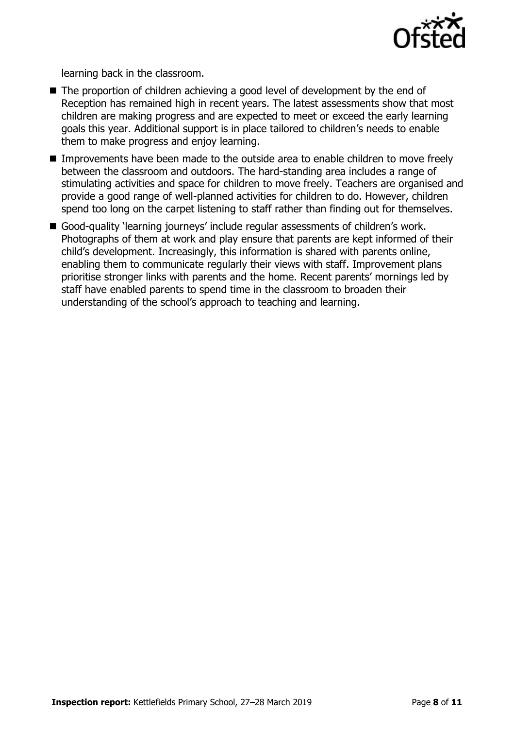learning back in the classroom.

- The proportion of children achieving a good level of development by the end of Reception has remained high in recent years. The latest assessments show that most children are making progress and are expected to meet or exceed the early learning goals this year. Additional support is in place tailored to children's needs to enable them to make progress and enjoy learning.
- Improvements have been made to the outside area to enable children to move freely between the classroom and outdoors. The hard-standing area includes a range of stimulating activities and space for children to move freely. Teachers are organised and provide a good range of well-planned activities for children to do. However, children spend too long on the carpet listening to staff rather than finding out for themselves.
- Good-quality 'learning journeys' include regular assessments of children's work. Photographs of them at work and play ensure that parents are kept informed of their child's development. Increasingly, this information is shared with parents online, enabling them to communicate regularly their views with staff. Improvement plans prioritise stronger links with parents and the home. Recent parents' mornings led by staff have enabled parents to spend time in the classroom to broaden their understanding of the school's approach to teaching and learning.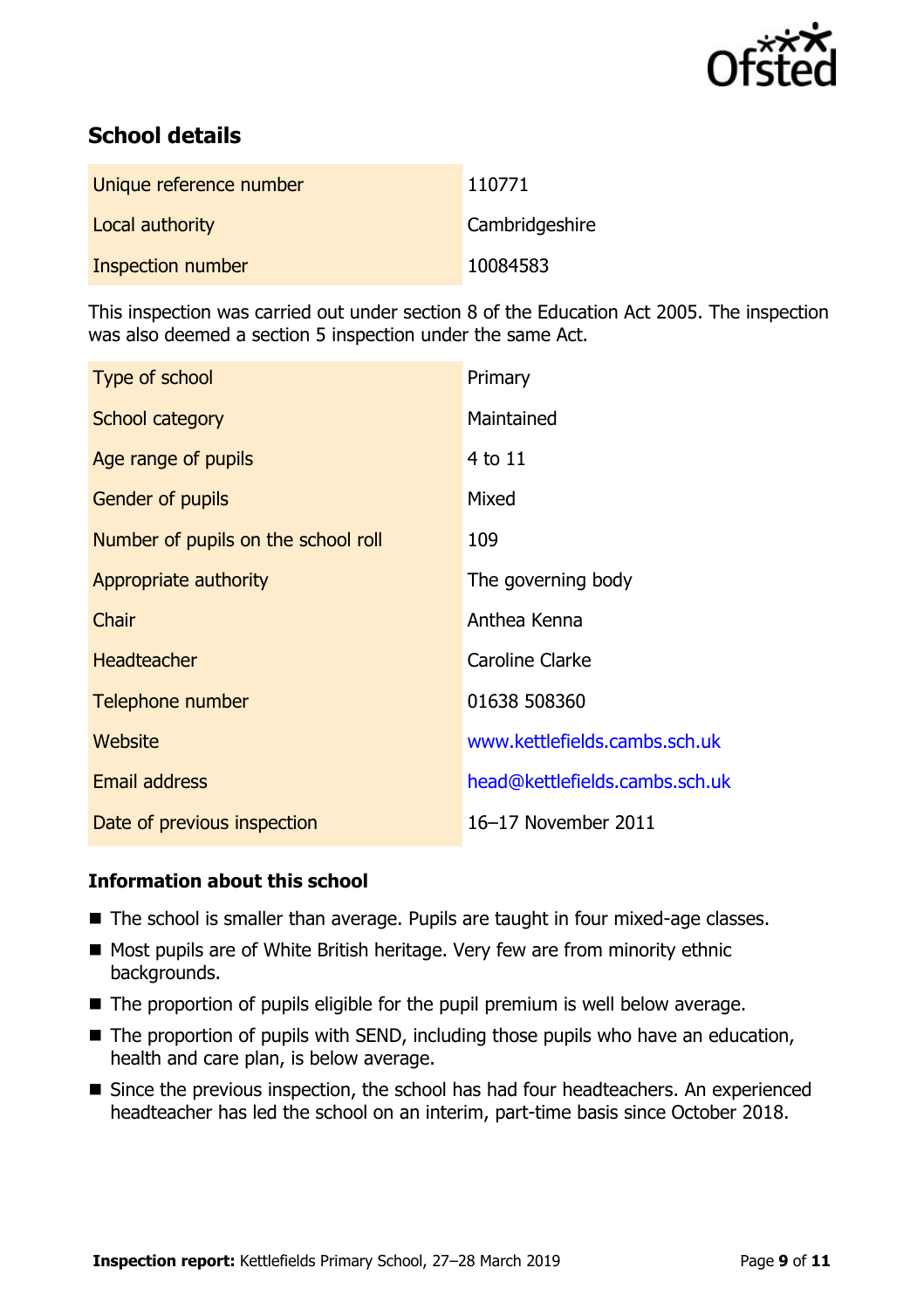## School details

| | |
|---|---|
| Unique reference number | 110771 |
| Local authority | Cambridgeshire |
| Inspection number | 10084583 |

This inspection was carried out under section 8 of the Education Act 2005. The inspection was also deemed a section 5 inspection under the same Act.

| | |
|---|---|
| Type of school | Primary |
| School category | Maintained |
| Age range of pupils | 4 to 11 |
| Gender of pupils | Mixed |
| Number of pupils on the school roll | 109 |
| Appropriate authority | The governing body |
| Chair | Anthea Kenna |
| Headteacher | Caroline Clarke |
| Telephone number | 01638 508360 |
| Website | www.kettlefields.cambs.sch.uk |
| Email address | head@kettlefields.cambs.sch.uk |
| Date of previous inspection | 16–17 November 2011 |

### Information about this school

- The school is smaller than average. Pupils are taught in four mixed-age classes.
- Most pupils are of White British heritage. Very few are from minority ethnic backgrounds.
- The proportion of pupils eligible for the pupil premium is well below average.
- The proportion of pupils with SEND, including those pupils who have an education, health and care plan, is below average.
- Since the previous inspection, the school has had four headteachers. An experienced headteacher has led the school on an interim, part-time basis since October 2018.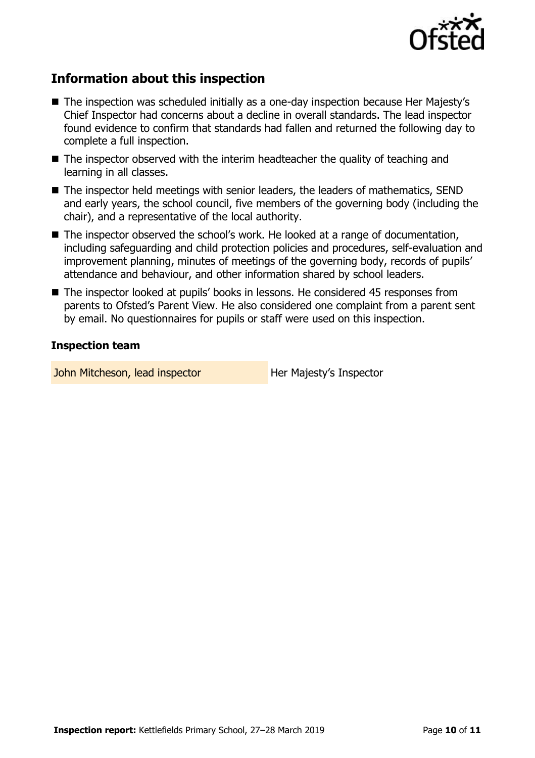## Information about this inspection

- The inspection was scheduled initially as a one-day inspection because Her Majesty's Chief Inspector had concerns about a decline in overall standards. The lead inspector found evidence to confirm that standards had fallen and returned the following day to complete a full inspection.
- The inspector observed with the interim headteacher the quality of teaching and learning in all classes.
- The inspector held meetings with senior leaders, the leaders of mathematics, SEND and early years, the school council, five members of the governing body (including the chair), and a representative of the local authority.
- The inspector observed the school's work. He looked at a range of documentation, including safeguarding and child protection policies and procedures, self-evaluation and improvement planning, minutes of meetings of the governing body, records of pupils' attendance and behaviour, and other information shared by school leaders.
- The inspector looked at pupils' books in lessons. He considered 45 responses from parents to Ofsted's Parent View. He also considered one complaint from a parent sent by email. No questionnaires for pupils or staff were used on this inspection.

### Inspection team

| | |
|---|---|
| John Mitcheson, lead inspector | Her Majesty's Inspector |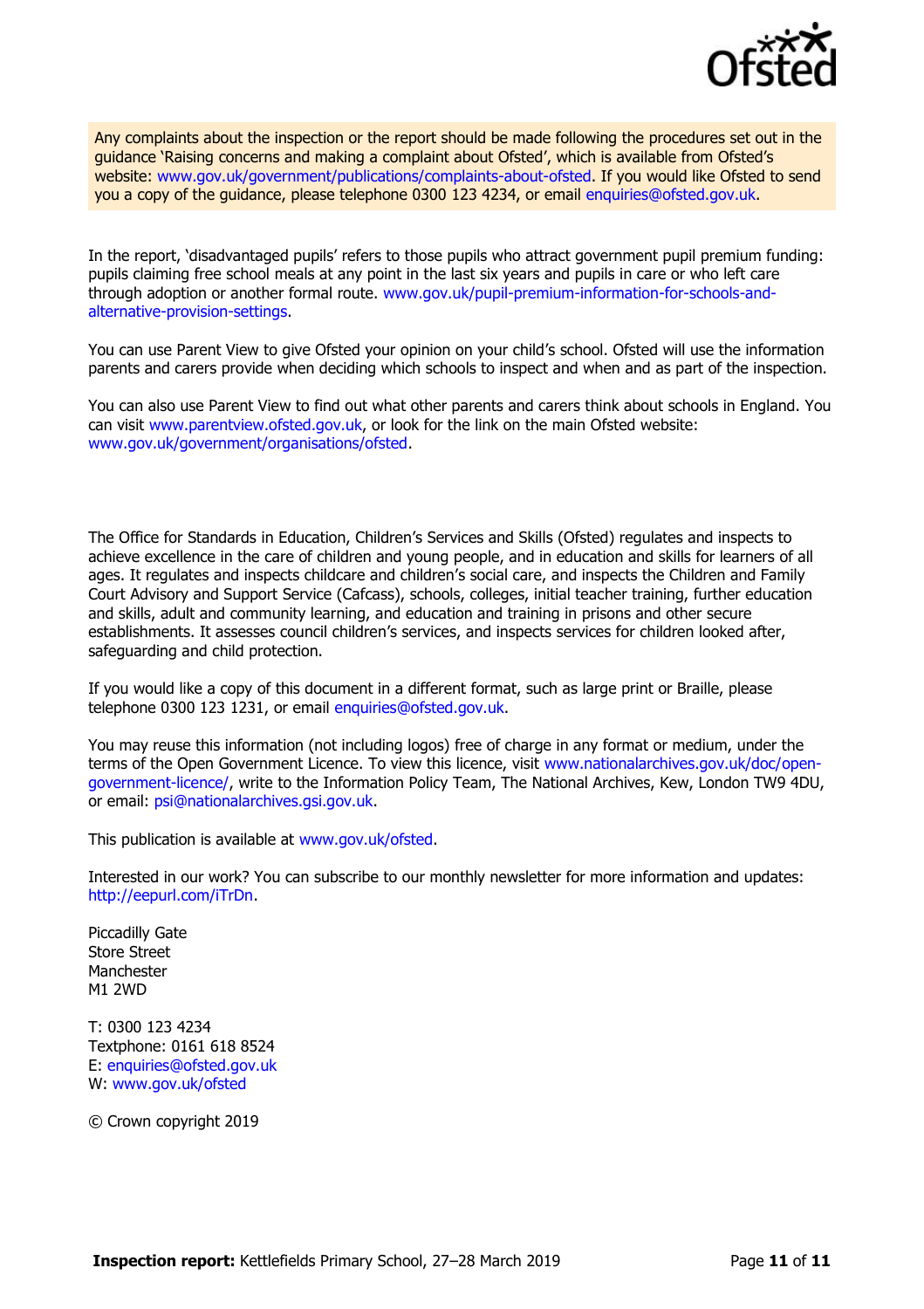Any complaints about the inspection or the report should be made following the procedures set out in the guidance 'Raising concerns and making a complaint about Ofsted', which is available from Ofsted's website: www.gov.uk/government/publications/complaints-about-ofsted. If you would like Ofsted to send you a copy of the guidance, please telephone 0300 123 4234, or email enquiries@ofsted.gov.uk.

In the report, 'disadvantaged pupils' refers to those pupils who attract government pupil premium funding: pupils claiming free school meals at any point in the last six years and pupils in care or who left care through adoption or another formal route. www.gov.uk/pupil-premium-information-for-schools-and-alternative-provision-settings.

You can use Parent View to give Ofsted your opinion on your child's school. Ofsted will use the information parents and carers provide when deciding which schools to inspect and when and as part of the inspection.

You can also use Parent View to find out what other parents and carers think about schools in England. You can visit www.parentview.ofsted.gov.uk, or look for the link on the main Ofsted website: www.gov.uk/government/organisations/ofsted.

The Office for Standards in Education, Children's Services and Skills (Ofsted) regulates and inspects to achieve excellence in the care of children and young people, and in education and skills for learners of all ages. It regulates and inspects childcare and children's social care, and inspects the Children and Family Court Advisory and Support Service (Cafcass), schools, colleges, initial teacher training, further education and skills, adult and community learning, and education and training in prisons and other secure establishments. It assesses council children's services, and inspects services for children looked after, safeguarding and child protection.

If you would like a copy of this document in a different format, such as large print or Braille, please telephone 0300 123 1231, or email enquiries@ofsted.gov.uk.

You may reuse this information (not including logos) free of charge in any format or medium, under the terms of the Open Government Licence. To view this licence, visit www.nationalarchives.gov.uk/doc/open-government-licence/, write to the Information Policy Team, The National Archives, Kew, London TW9 4DU, or email: psi@nationalarchives.gsi.gov.uk.

This publication is available at www.gov.uk/ofsted.

Interested in our work? You can subscribe to our monthly newsletter for more information and updates: http://eepurl.com/iTrDn.

Piccadilly Gate
Store Street
Manchester
M1 2WD

T: 0300 123 4234
Textphone: 0161 618 8524
E: enquiries@ofsted.gov.uk
W: www.gov.uk/ofsted

© Crown copyright 2019